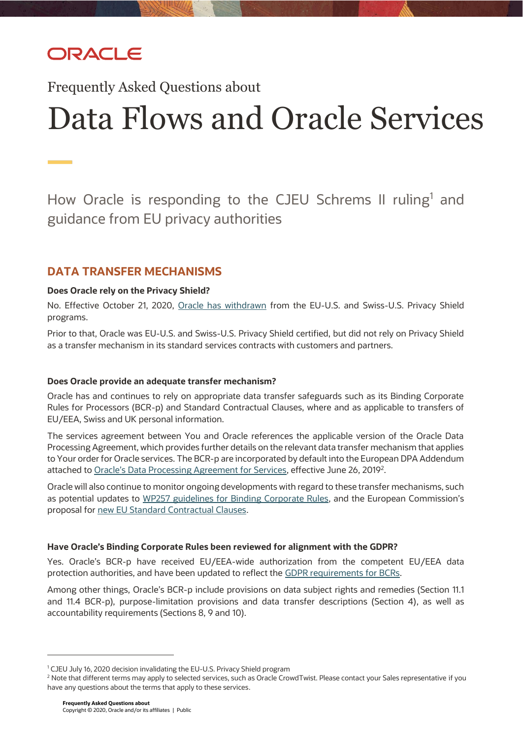ORACLE

Frequently Asked Questions about

# Data Flows and Oracle Services

How Oracle is responding to the CJEU Schrems II ruling[1] and guidance from EU privacy authorities

## DATA TRANSFER MECHANISMS

**Does Oracle rely on the Privacy Shield?**

No. Effective October 21, 2020, Oracle has withdrawn from the EU-U.S. and Swiss-U.S. Privacy Shield programs.

Prior to that, Oracle was EU-U.S. and Swiss-U.S. Privacy Shield certified, but did not rely on Privacy Shield as a transfer mechanism in its standard services contracts with customers and partners.

**Does Oracle provide an adequate transfer mechanism?**

Oracle has and continues to rely on appropriate data transfer safeguards such as its Binding Corporate Rules for Processors (BCR-p) and Standard Contractual Clauses, where and as applicable to transfers of EU/EEA, Swiss and UK personal information.

The services agreement between You and Oracle references the applicable version of the Oracle Data Processing Agreement, which provides further details on the relevant data transfer mechanism that applies to Your order for Oracle services. The BCR-p are incorporated by default into the European DPA Addendum attached to Oracle's Data Processing Agreement for Services, effective June 26, 2019[2].

Oracle will also continue to monitor ongoing developments with regard to these transfer mechanisms, such as potential updates to WP257 guidelines for Binding Corporate Rules, and the European Commission's proposal for new EU Standard Contractual Clauses.

**Have Oracle's Binding Corporate Rules been reviewed for alignment with the GDPR?**

Yes. Oracle's BCR-p have received EU/EEA-wide authorization from the competent EU/EEA data protection authorities, and have been updated to reflect the GDPR requirements for BCRs.

Among other things, Oracle's BCR-p include provisions on data subject rights and remedies (Section 11.1 and 11.4 BCR-p), purpose-limitation provisions and data transfer descriptions (Section 4), as well as accountability requirements (Sections 8, 9 and 10).

---

[1] CJEU July 16, 2020 decision invalidating the EU-U.S. Privacy Shield program

[2] Note that different terms may apply to selected services, such as Oracle CrowdTwist. Please contact your Sales representative if you have any questions about the terms that apply to these services.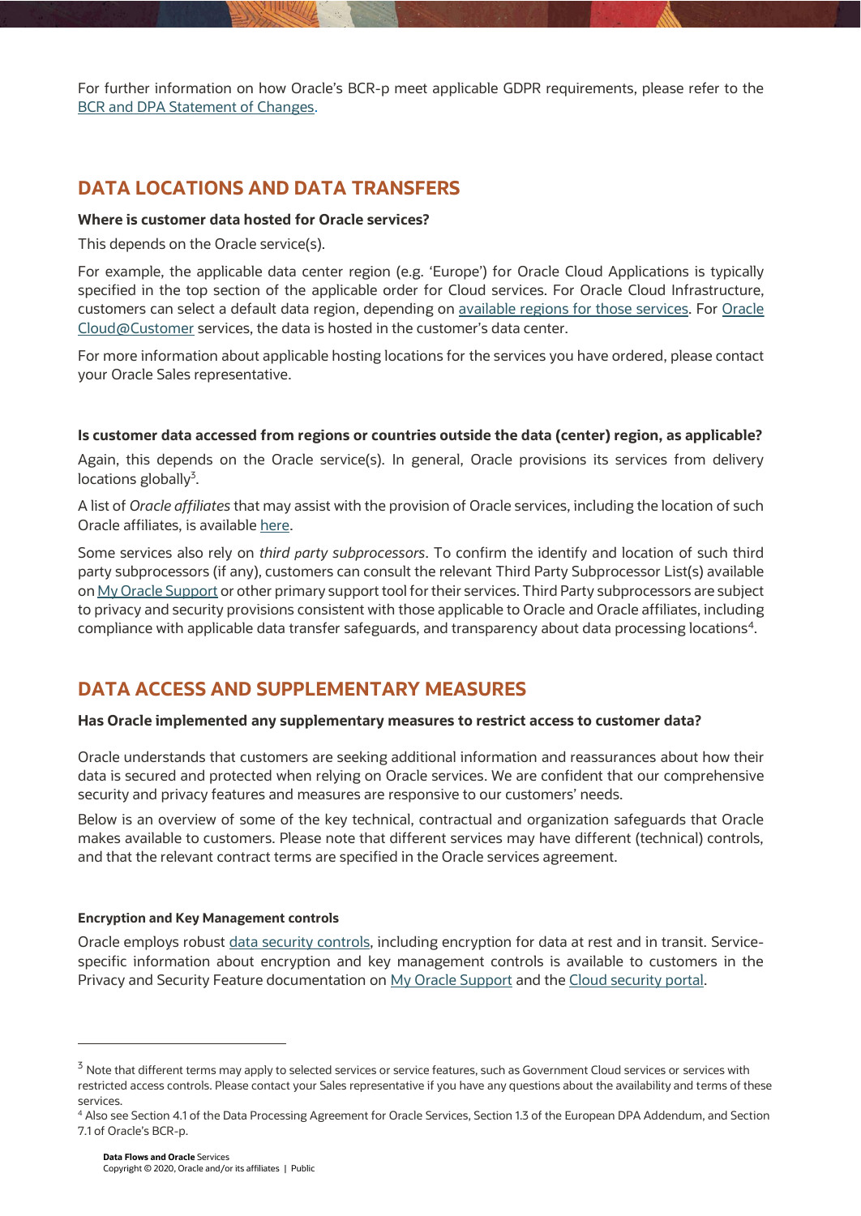For further information on how Oracle's BCR-p meet applicable GDPR requirements, please refer to the [BCR and DPA Statement of Changes](#).

## DATA LOCATIONS AND DATA TRANSFERS

**Where is customer data hosted for Oracle services?**

This depends on the Oracle service(s).

For example, the applicable data center region (e.g. 'Europe') for Oracle Cloud Applications is typically specified in the top section of the applicable order for Cloud services. For Oracle Cloud Infrastructure, customers can select a default data region, depending on [available regions for those services](#). For [Oracle Cloud@Customer](#) services, the data is hosted in the customer's data center.

For more information about applicable hosting locations for the services you have ordered, please contact your Oracle Sales representative.

**Is customer data accessed from regions or countries outside the data (center) region, as applicable?**

Again, this depends on the Oracle service(s). In general, Oracle provisions its services from delivery locations globally[3].

A list of *Oracle affiliates* that may assist with the provision of Oracle services, including the location of such Oracle affiliates, is available [here](#).

Some services also rely on *third party subprocessors*. To confirm the identify and location of such third party subprocessors (if any), customers can consult the relevant Third Party Subprocessor List(s) available on [My Oracle Support](#) or other primary support tool for their services. Third Party subprocessors are subject to privacy and security provisions consistent with those applicable to Oracle and Oracle affiliates, including compliance with applicable data transfer safeguards, and transparency about data processing locations[4].

## DATA ACCESS AND SUPPLEMENTARY MEASURES

**Has Oracle implemented any supplementary measures to restrict access to customer data?**

Oracle understands that customers are seeking additional information and reassurances about how their data is secured and protected when relying on Oracle services. We are confident that our comprehensive security and privacy features and measures are responsive to our customers' needs.

Below is an overview of some of the key technical, contractual and organization safeguards that Oracle makes available to customers. Please note that different services may have different (technical) controls, and that the relevant contract terms are specified in the Oracle services agreement.

#### Encryption and Key Management controls

Oracle employs robust [data security controls](#), including encryption for data at rest and in transit. Service-specific information about encryption and key management controls is available to customers in the Privacy and Security Feature documentation on [My Oracle Support](#) and the [Cloud security portal](#).

---

[3] Note that different terms may apply to selected services or service features, such as Government Cloud services or services with restricted access controls. Please contact your Sales representative if you have any questions about the availability and terms of these services.

[4] Also see Section 4.1 of the Data Processing Agreement for Oracle Services, Section 1.3 of the European DPA Addendum, and Section 7.1 of Oracle's BCR-p.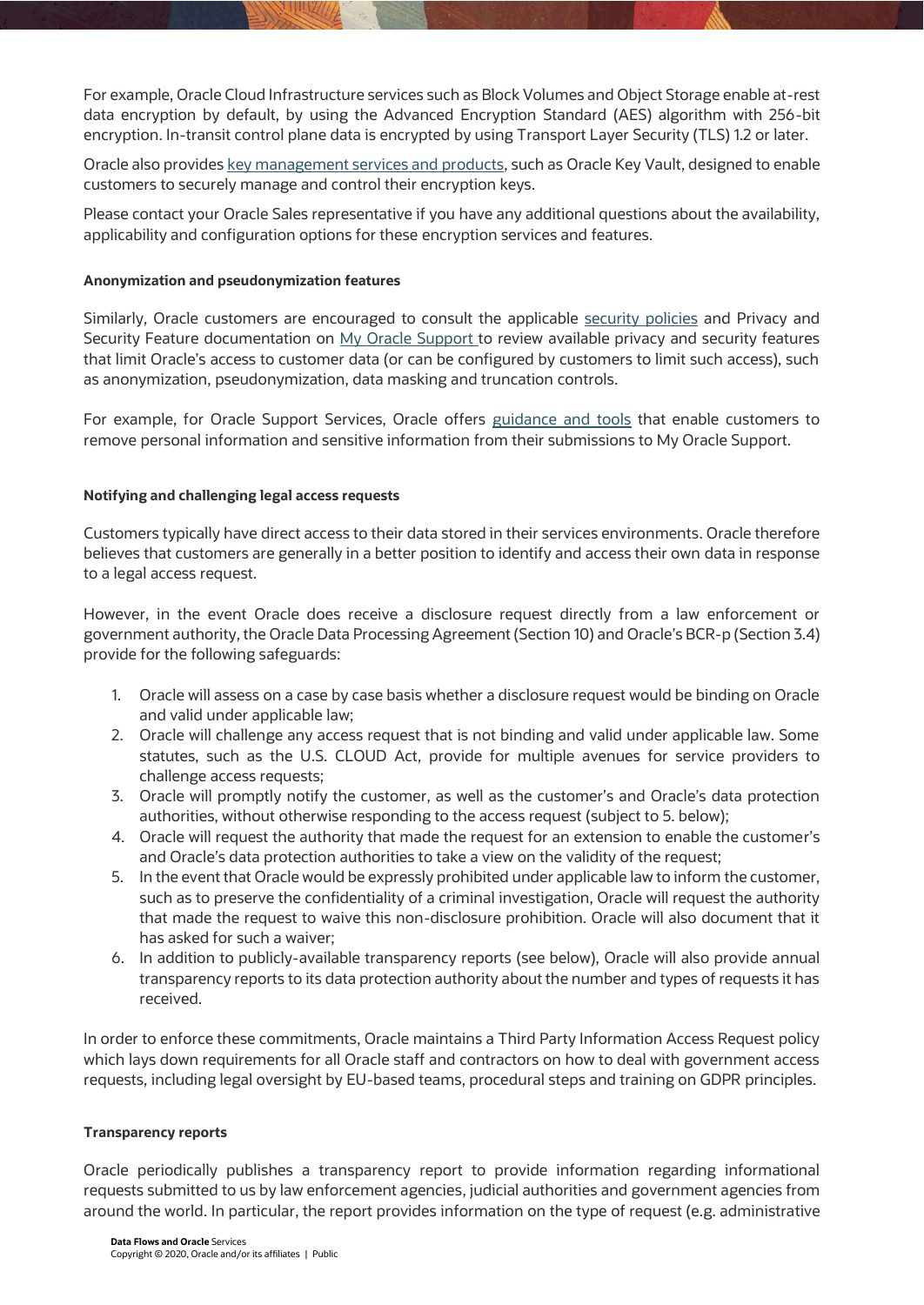For example, Oracle Cloud Infrastructure services such as Block Volumes and Object Storage enable at-rest data encryption by default, by using the Advanced Encryption Standard (AES) algorithm with 256-bit encryption. In-transit control plane data is encrypted by using Transport Layer Security (TLS) 1.2 or later.

Oracle also provides key management services and products, such as Oracle Key Vault, designed to enable customers to securely manage and control their encryption keys.

Please contact your Oracle Sales representative if you have any additional questions about the availability, applicability and configuration options for these encryption services and features.

**Anonymization and pseudonymization features**

Similarly, Oracle customers are encouraged to consult the applicable security policies and Privacy and Security Feature documentation on My Oracle Support to review available privacy and security features that limit Oracle's access to customer data (or can be configured by customers to limit such access), such as anonymization, pseudonymization, data masking and truncation controls.

For example, for Oracle Support Services, Oracle offers guidance and tools that enable customers to remove personal information and sensitive information from their submissions to My Oracle Support.

**Notifying and challenging legal access requests**

Customers typically have direct access to their data stored in their services environments. Oracle therefore believes that customers are generally in a better position to identify and access their own data in response to a legal access request.

However, in the event Oracle does receive a disclosure request directly from a law enforcement or government authority, the Oracle Data Processing Agreement (Section 10) and Oracle's BCR-p (Section 3.4) provide for the following safeguards:

1. Oracle will assess on a case by case basis whether a disclosure request would be binding on Oracle and valid under applicable law;
2. Oracle will challenge any access request that is not binding and valid under applicable law. Some statutes, such as the U.S. CLOUD Act, provide for multiple avenues for service providers to challenge access requests;
3. Oracle will promptly notify the customer, as well as the customer's and Oracle's data protection authorities, without otherwise responding to the access request (subject to 5. below);
4. Oracle will request the authority that made the request for an extension to enable the customer's and Oracle's data protection authorities to take a view on the validity of the request;
5. In the event that Oracle would be expressly prohibited under applicable law to inform the customer, such as to preserve the confidentiality of a criminal investigation, Oracle will request the authority that made the request to waive this non-disclosure prohibition. Oracle will also document that it has asked for such a waiver;
6. In addition to publicly-available transparency reports (see below), Oracle will also provide annual transparency reports to its data protection authority about the number and types of requests it has received.

In order to enforce these commitments, Oracle maintains a Third Party Information Access Request policy which lays down requirements for all Oracle staff and contractors on how to deal with government access requests, including legal oversight by EU-based teams, procedural steps and training on GDPR principles.

**Transparency reports**

Oracle periodically publishes a transparency report to provide information regarding informational requests submitted to us by law enforcement agencies, judicial authorities and government agencies from around the world. In particular, the report provides information on the type of request (e.g. administrative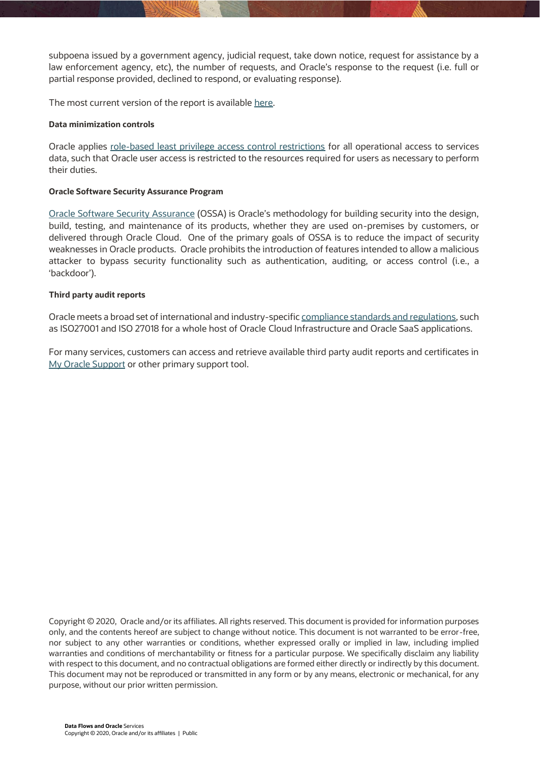subpoena issued by a government agency, judicial request, take down notice, request for assistance by a law enforcement agency, etc), the number of requests, and Oracle's response to the request (i.e. full or partial response provided, declined to respond, or evaluating response).

The most current version of the report is available here.

**Data minimization controls**

Oracle applies role-based least privilege access control restrictions for all operational access to services data, such that Oracle user access is restricted to the resources required for users as necessary to perform their duties.

**Oracle Software Security Assurance Program**

Oracle Software Security Assurance (OSSA) is Oracle's methodology for building security into the design, build, testing, and maintenance of its products, whether they are used on-premises by customers, or delivered through Oracle Cloud. One of the primary goals of OSSA is to reduce the impact of security weaknesses in Oracle products. Oracle prohibits the introduction of features intended to allow a malicious attacker to bypass security functionality such as authentication, auditing, or access control (i.e., a 'backdoor').

**Third party audit reports**

Oracle meets a broad set of international and industry-specific compliance standards and regulations, such as ISO27001 and ISO 27018 for a whole host of Oracle Cloud Infrastructure and Oracle SaaS applications.

For many services, customers can access and retrieve available third party audit reports and certificates in My Oracle Support or other primary support tool.

Copyright © 2020, Oracle and/or its affiliates. All rights reserved. This document is provided for information purposes only, and the contents hereof are subject to change without notice. This document is not warranted to be error-free, nor subject to any other warranties or conditions, whether expressed orally or implied in law, including implied warranties and conditions of merchantability or fitness for a particular purpose. We specifically disclaim any liability with respect to this document, and no contractual obligations are formed either directly or indirectly by this document. This document may not be reproduced or transmitted in any form or by any means, electronic or mechanical, for any purpose, without our prior written permission.